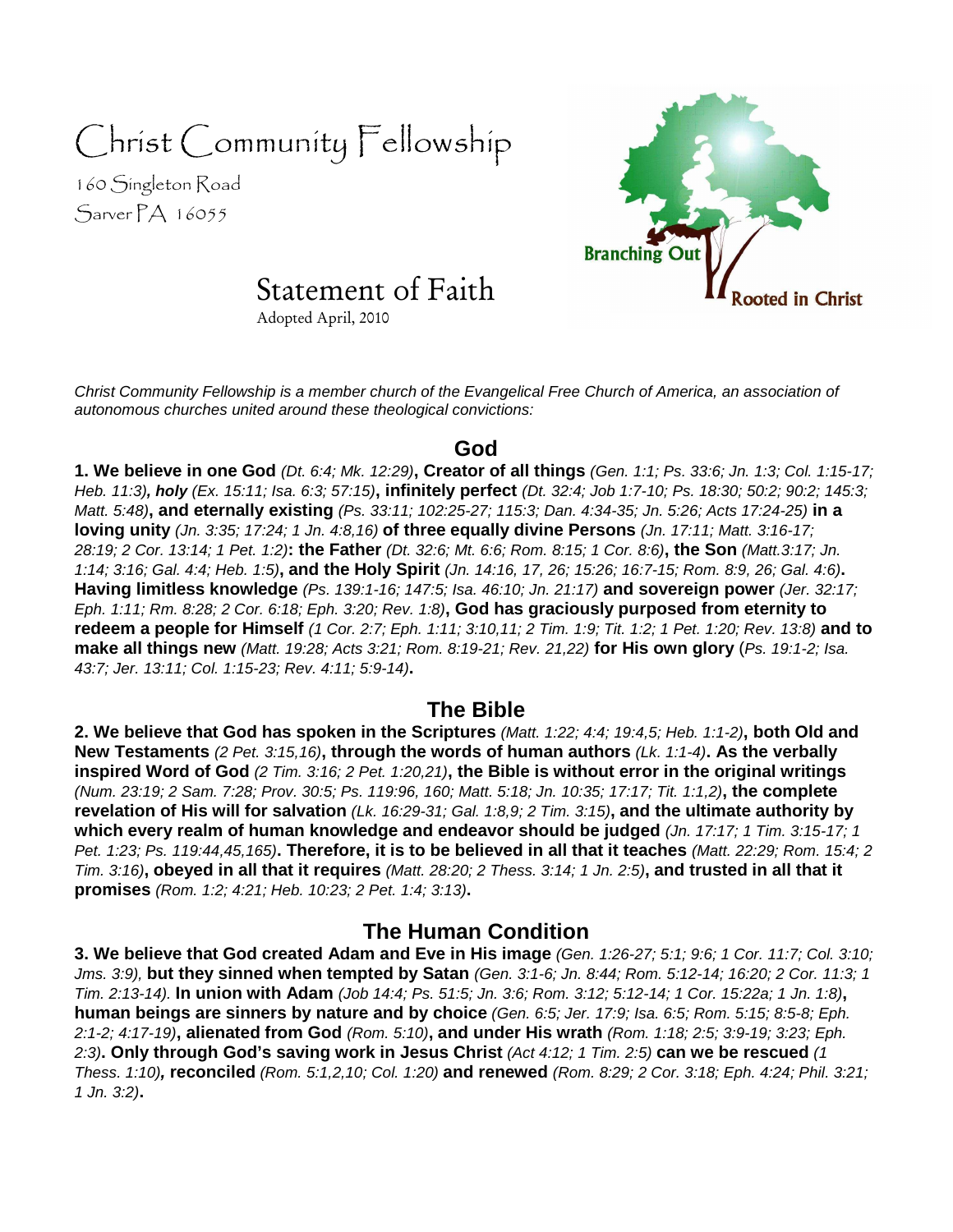# Christ Community Fellowship

160 Singleton Road
Sarver PA 16055

Branching Out
Rooted in Christ

## Statement of Faith

Adopted April, 2010

*Christ Community Fellowship is a member church of the Evangelical Free Church of America, an association of autonomous churches united around these theological convictions:*

### God

**1. We believe in one God** *(Dt. 6:4; Mk. 12:29)*, **Creator of all things** *(Gen. 1:1; Ps. 33:6; Jn. 1:3; Col. 1:15-17; Heb. 11:3)*, ***holy*** *(Ex. 15:11; Isa. 6:3; 57:15)*, **infinitely perfect** *(Dt. 32:4; Job 1:7-10; Ps. 18:30; 50:2; 90:2; 145:3; Matt. 5:48)*, **and eternally existing** *(Ps. 33:11; 102:25-27; 115:3; Dan. 4:34-35; Jn. 5:26; Acts 17:24-25)* **in a loving unity** *(Jn. 3:35; 17:24; 1 Jn. 4:8,16)* **of three equally divine Persons** *(Jn. 17:11; Matt. 3:16-17; 28:19; 2 Cor. 13:14; 1 Pet. 1:2)*: **the Father** *(Dt. 32:6; Mt. 6:6; Rom. 8:15; 1 Cor. 8:6)*, **the Son** *(Matt.3:17; Jn. 1:14; 3:16; Gal. 4:4; Heb. 1:5)*, **and the Holy Spirit** *(Jn. 14:16, 17, 26; 15:26; 16:7-15; Rom. 8:9, 26; Gal. 4:6)*. **Having limitless knowledge** *(Ps. 139:1-16; 147:5; Isa. 46:10; Jn. 21:17)* **and sovereign power** *(Jer. 32:17; Eph. 1:11; Rm. 8:28; 2 Cor. 6:18; Eph. 3:20; Rev. 1:8)*, **God has graciously purposed from eternity to redeem a people for Himself** *(1 Cor. 2:7; Eph. 1:11; 3:10,11; 2 Tim. 1:9; Tit. 1:2; 1 Pet. 1:20; Rev. 13:8)* **and to make all things new** *(Matt. 19:28; Acts 3:21; Rom. 8:19-21; Rev. 21,22)* **for His own glory** (*Ps. 19:1-2; Isa. 43:7; Jer. 13:11; Col. 1:15-23; Rev. 4:11; 5:9-14)*.

### The Bible

**2. We believe that God has spoken in the Scriptures** *(Matt. 1:22; 4:4; 19:4,5; Heb. 1:1-2)*, **both Old and New Testaments** *(2 Pet. 3:15,16)*, **through the words of human authors** *(Lk. 1:1-4)*. **As the verbally inspired Word of God** *(2 Tim. 3:16; 2 Pet. 1:20,21)*, **the Bible is without error in the original writings** *(Num. 23:19; 2 Sam. 7:28; Prov. 30:5; Ps. 119:96, 160; Matt. 5:18; Jn. 10:35; 17:17; Tit. 1:1,2)*, **the complete revelation of His will for salvation** *(Lk. 16:29-31; Gal. 1:8,9; 2 Tim. 3:15)*, **and the ultimate authority by which every realm of human knowledge and endeavor should be judged** *(Jn. 17:17; 1 Tim. 3:15-17; 1 Pet. 1:23; Ps. 119:44,45,165)*. **Therefore, it is to be believed in all that it teaches** *(Matt. 22:29; Rom. 15:4; 2 Tim. 3:16)*, **obeyed in all that it requires** *(Matt. 28:20; 2 Thess. 3:14; 1 Jn. 2:5)*, **and trusted in all that it promises** *(Rom. 1:2; 4:21; Heb. 10:23; 2 Pet. 1:4; 3:13)*.

### The Human Condition

**3. We believe that God created Adam and Eve in His image** *(Gen. 1:26-27; 5:1; 9:6; 1 Cor. 11:7; Col. 3:10; Jms. 3:9)*, **but they sinned when tempted by Satan** *(Gen. 3:1-6; Jn. 8:44; Rom. 5:12-14; 16:20; 2 Cor. 11:3; 1 Tim. 2:13-14)*. **In union with Adam** *(Job 14:4; Ps. 51:5; Jn. 3:6; Rom. 3:12; 5:12-14; 1 Cor. 15:22a; 1 Jn. 1:8)*, **human beings are sinners by nature and by choice** *(Gen. 6:5; Jer. 17:9; Isa. 6:5; Rom. 5:15; 8:5-8; Eph. 2:1-2; 4:17-19)*, **alienated from God** *(Rom. 5:10)*, **and under His wrath** *(Rom. 1:18; 2:5; 3:9-19; 3:23; Eph. 2:3)*. **Only through God's saving work in Jesus Christ** *(Act 4:12; 1 Tim. 2:5)* **can we be rescued** *(1 Thess. 1:10)*, **reconciled** *(Rom. 5:1,2,10; Col. 1:20)* **and renewed** *(Rom. 8:29; 2 Cor. 3:18; Eph. 4:24; Phil. 3:21; 1 Jn. 3:2)*.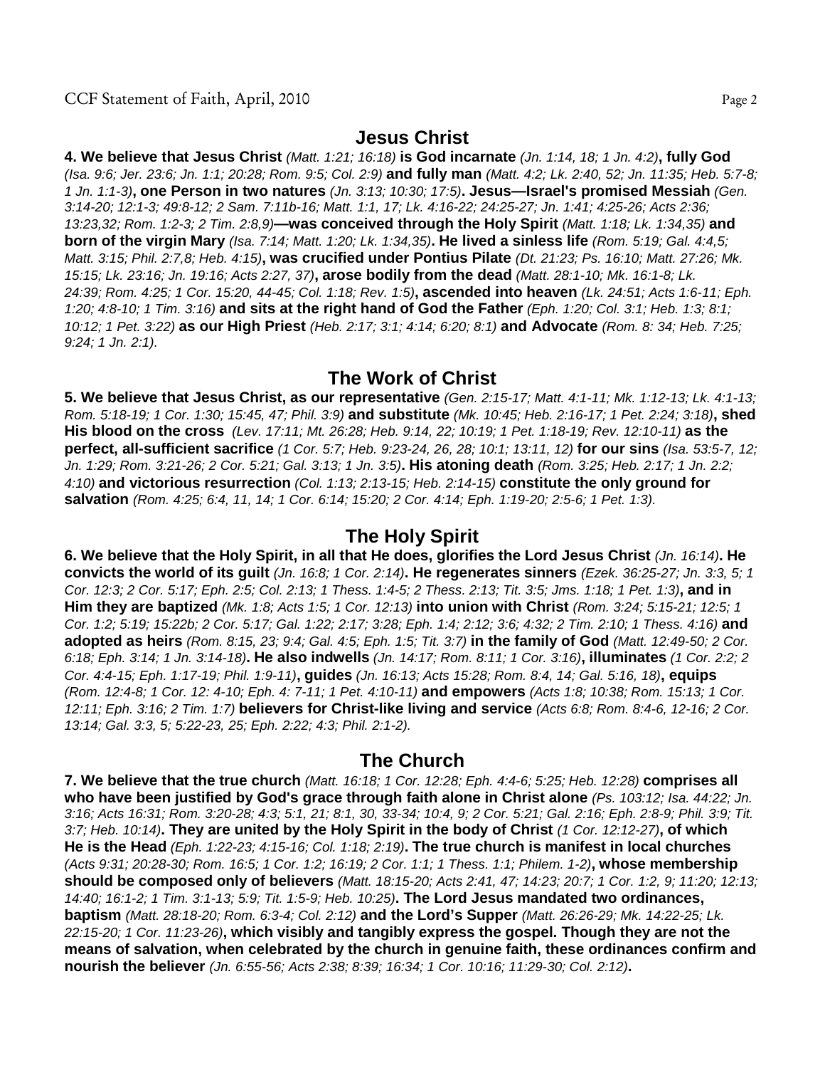## Jesus Christ

**4. We believe that Jesus Christ** *(Matt. 1:21; 16:18)* **is God incarnate** *(Jn. 1:14, 18; 1 Jn. 4:2)***, fully God** *(Isa. 9:6; Jer. 23:6; Jn. 1:1; 20:28; Rom. 9:5; Col. 2:9)* **and fully man** *(Matt. 4:2; Lk. 2:40, 52; Jn. 11:35; Heb. 5:7-8; 1 Jn. 1:1-3)***, one Person in two natures** *(Jn. 3:13; 10:30; 17:5)***. Jesus—Israel's promised Messiah** *(Gen. 3:14-20; 12:1-3; 49:8-12; 2 Sam. 7:11b-16; Matt. 1:1, 17; Lk. 4:16-22; 24:25-27; Jn. 1:41; 4:25-26; Acts 2:36; 13:23,32; Rom. 1:2-3; 2 Tim. 2:8,9)***—was conceived through the Holy Spirit** *(Matt. 1:18; Lk. 1:34,35)* **and born of the virgin Mary** *(Isa. 7:14; Matt. 1:20; Lk. 1:34,35)***. He lived a sinless life** *(Rom. 5:19; Gal. 4:4,5; Matt. 3:15; Phil. 2:7,8; Heb. 4:15)***, was crucified under Pontius Pilate** *(Dt. 21:23; Ps. 16:10; Matt. 27:26; Mk. 15:15; Lk. 23:16; Jn. 19:16; Acts 2:27, 37)***, arose bodily from the dead** *(Matt. 28:1-10; Mk. 16:1-8; Lk. 24:39; Rom. 4:25; 1 Cor. 15:20, 44-45; Col. 1:18; Rev. 1:5)***, ascended into heaven** *(Lk. 24:51; Acts 1:6-11; Eph. 1:20; 4:8-10; 1 Tim. 3:16)* **and sits at the right hand of God the Father** *(Eph. 1:20; Col. 3:1; Heb. 1:3; 8:1; 10:12; 1 Pet. 3:22)* **as our High Priest** *(Heb. 2:17; 3:1; 4:14; 6:20; 8:1)* **and Advocate** *(Rom. 8: 34; Heb. 7:25; 9:24; 1 Jn. 2:1).*

## The Work of Christ

**5. We believe that Jesus Christ, as our representative** *(Gen. 2:15-17; Matt. 4:1-11; Mk. 1:12-13; Lk. 4:1-13; Rom. 5:18-19; 1 Cor. 1:30; 15:45, 47; Phil. 3:9)* **and substitute** *(Mk. 10:45; Heb. 2:16-17; 1 Pet. 2:24; 3:18)***, shed His blood on the cross** *(Lev. 17:11; Mt. 26:28; Heb. 9:14, 22; 10:19; 1 Pet. 1:18-19; Rev. 12:10-11)* **as the perfect, all-sufficient sacrifice** *(1 Cor. 5:7; Heb. 9:23-24, 26, 28; 10:1; 13:11, 12)* **for our sins** *(Isa. 53:5-7, 12; Jn. 1:29; Rom. 3:21-26; 2 Cor. 5:21; Gal. 3:13; 1 Jn. 3:5)***. His atoning death** *(Rom. 3:25; Heb. 2:17; 1 Jn. 2:2; 4:10)* **and victorious resurrection** *(Col. 1:13; 2:13-15; Heb. 2:14-15)* **constitute the only ground for salvation** *(Rom. 4:25; 6:4, 11, 14; 1 Cor. 6:14; 15:20; 2 Cor. 4:14; Eph. 1:19-20; 2:5-6; 1 Pet. 1:3).*

## The Holy Spirit

**6. We believe that the Holy Spirit, in all that He does, glorifies the Lord Jesus Christ** *(Jn. 16:14)***. He convicts the world of its guilt** *(Jn. 16:8; 1 Cor. 2:14)***. He regenerates sinners** *(Ezek. 36:25-27; Jn. 3:3, 5; 1 Cor. 12:3; 2 Cor. 5:17; Eph. 2:5; Col. 2:13; 1 Thess. 1:4-5; 2 Thess. 2:13; Tit. 3:5; Jms. 1:18; 1 Pet. 1:3)***, and in Him they are baptized** *(Mk. 1:8; Acts 1:5; 1 Cor. 12:13)* **into union with Christ** *(Rom. 3:24; 5:15-21; 12:5; 1 Cor. 1:2; 5:19; 15:22b; 2 Cor. 5:17; Gal. 1:22; 2:17; 3:28; Eph. 1:4; 2:12; 3:6; 4:32; 2 Tim. 2:10; 1 Thess. 4:16)* **and adopted as heirs** *(Rom. 8:15, 23; 9:4; Gal. 4:5; Eph. 1:5; Tit. 3:7)* **in the family of God** *(Matt. 12:49-50; 2 Cor. 6:18; Eph. 3:14; 1 Jn. 3:14-18)***. He also indwells** *(Jn. 14:17; Rom. 8:11; 1 Cor. 3:16)***, illuminates** *(1 Cor. 2:2; 2 Cor. 4:4-15; Eph. 1:17-19; Phil. 1:9-11)***, guides** *(Jn. 16:13; Acts 15:28; Rom. 8:4, 14; Gal. 5:16, 18)***, equips** *(Rom. 12:4-8; 1 Cor. 12: 4-10; Eph. 4: 7-11; 1 Pet. 4:10-11)* **and empowers** *(Acts 1:8; 10:38; Rom. 15:13; 1 Cor. 12:11; Eph. 3:16; 2 Tim. 1:7)* **believers for Christ-like living and service** *(Acts 6:8; Rom. 8:4-6, 12-16; 2 Cor. 13:14; Gal. 3:3, 5; 5:22-23, 25; Eph. 2:22; 4:3; Phil. 2:1-2).*

## The Church

**7. We believe that the true church** *(Matt. 16:18; 1 Cor. 12:28; Eph. 4:4-6; 5:25; Heb. 12:28)* **comprises all who have been justified by God's grace through faith alone in Christ alone** *(Ps. 103:12; Isa. 44:22; Jn. 3:16; Acts 16:31; Rom. 3:20-28; 4:3; 5:1, 21; 8:1, 30, 33-34; 10:4, 9; 2 Cor. 5:21; Gal. 2:16; Eph. 2:8-9; Phil. 3:9; Tit. 3:7; Heb. 10:14)***. They are united by the Holy Spirit in the body of Christ** *(1 Cor. 12:12-27)***, of which He is the Head** *(Eph. 1:22-23; 4:15-16; Col. 1:18; 2:19)***. The true church is manifest in local churches** *(Acts 9:31; 20:28-30; Rom. 16:5; 1 Cor. 1:2; 16:19; 2 Cor. 1:1; 1 Thess. 1:1; Philem. 1-2)***, whose membership should be composed only of believers** *(Matt. 18:15-20; Acts 2:41, 47; 14:23; 20:7; 1 Cor. 1:2, 9; 11:20; 12:13; 14:40; 16:1-2; 1 Tim. 3:1-13; 5:9; Tit. 1:5-9; Heb. 10:25)***. The Lord Jesus mandated two ordinances, baptism** *(Matt. 28:18-20; Rom. 6:3-4; Col. 2:12)* **and the Lord's Supper** *(Matt. 26:26-29; Mk. 14:22-25; Lk. 22:15-20; 1 Cor. 11:23-26)***, which visibly and tangibly express the gospel. Though they are not the means of salvation, when celebrated by the church in genuine faith, these ordinances confirm and nourish the believer** *(Jn. 6:55-56; Acts 2:38; 8:39; 16:34; 1 Cor. 10:16; 11:29-30; Col. 2:12)***.**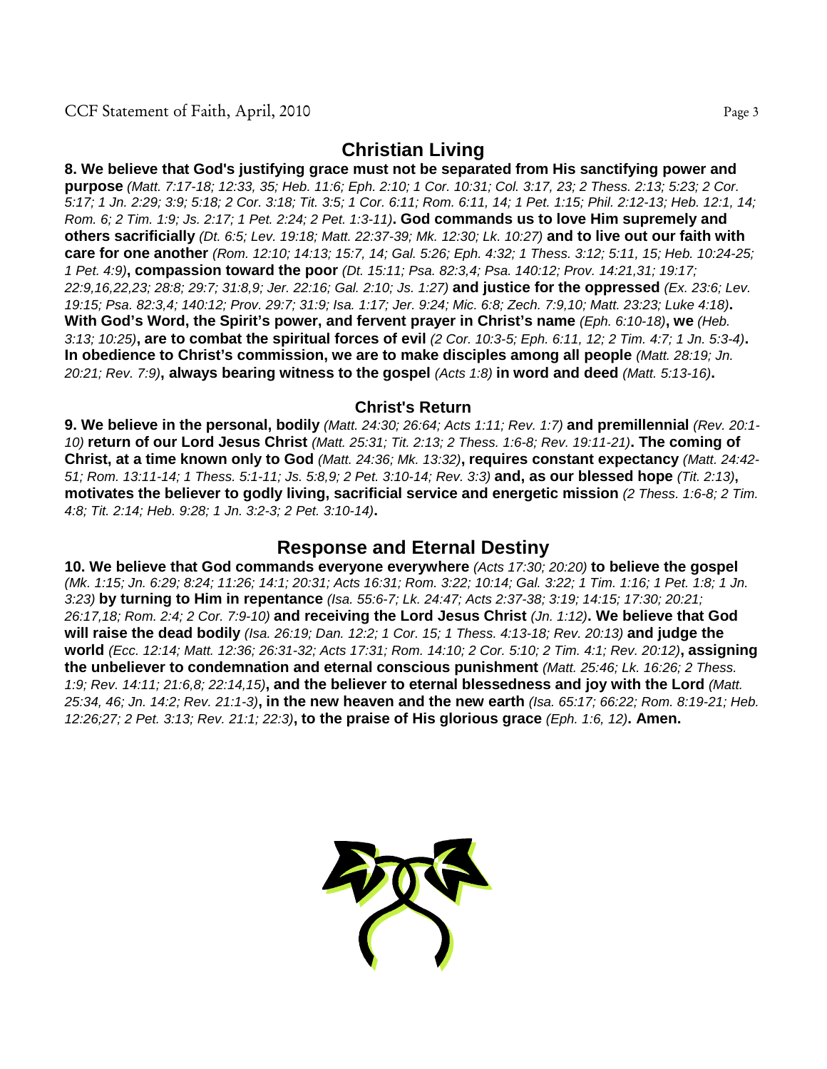## Christian Living

**8. We believe that God's justifying grace must not be separated from His sanctifying power and purpose** *(Matt. 7:17-18; 12:33, 35; Heb. 11:6; Eph. 2:10; 1 Cor. 10:31; Col. 3:17, 23; 2 Thess. 2:13; 5:23; 2 Cor. 5:17; 1 Jn. 2:29; 3:9; 5:18; 2 Cor. 3:18; Tit. 3:5; 1 Cor. 6:11; Rom. 6:11, 14; 1 Pet. 1:15; Phil. 2:12-13; Heb. 12:1, 14; Rom. 6; 2 Tim. 1:9; Js. 2:17; 1 Pet. 2:24; 2 Pet. 1:3-11)*. **God commands us to love Him supremely and others sacrificially** *(Dt. 6:5; Lev. 19:18; Matt. 22:37-39; Mk. 12:30; Lk. 10:27)* **and to live out our faith with care for one another** *(Rom. 12:10; 14:13; 15:7, 14; Gal. 5:26; Eph. 4:32; 1 Thess. 3:12; 5:11, 15; Heb. 10:24-25; 1 Pet. 4:9)*, **compassion toward the poor** *(Dt. 15:11; Psa. 82:3,4; Psa. 140:12; Prov. 14:21,31; 19:17; 22:9,16,22,23; 28:8; 29:7; 31:8,9; Jer. 22:16; Gal. 2:10; Js. 1:27)* **and justice for the oppressed** *(Ex. 23:6; Lev. 19:15; Psa. 82:3,4; 140:12; Prov. 29:7; 31:9; Isa. 1:17; Jer. 9:24; Mic. 6:8; Zech. 7:9,10; Matt. 23:23; Luke 4:18)*. **With God's Word, the Spirit's power, and fervent prayer in Christ's name** *(Eph. 6:10-18)*, **we** *(Heb. 3:13; 10:25)*, **are to combat the spiritual forces of evil** *(2 Cor. 10:3-5; Eph. 6:11, 12; 2 Tim. 4:7; 1 Jn. 5:3-4)*. **In obedience to Christ's commission, we are to make disciples among all people** *(Matt. 28:19; Jn. 20:21; Rev. 7:9)*, **always bearing witness to the gospel** *(Acts 1:8)* **in word and deed** *(Matt. 5:13-16)*.

### Christ's Return

**9. We believe in the personal, bodily** *(Matt. 24:30; 26:64; Acts 1:11; Rev. 1:7)* **and premillennial** *(Rev. 20:1-10)* **return of our Lord Jesus Christ** *(Matt. 25:31; Tit. 2:13; 2 Thess. 1:6-8; Rev. 19:11-21)*. **The coming of Christ, at a time known only to God** *(Matt. 24:36; Mk. 13:32)*, **requires constant expectancy** *(Matt. 24:42-51; Rom. 13:11-14; 1 Thess. 5:1-11; Js. 5:8,9; 2 Pet. 3:10-14; Rev. 3:3)* **and, as our blessed hope** *(Tit. 2:13)*, **motivates the believer to godly living, sacrificial service and energetic mission** *(2 Thess. 1:6-8; 2 Tim. 4:8; Tit. 2:14; Heb. 9:28; 1 Jn. 3:2-3; 2 Pet. 3:10-14)*.

## Response and Eternal Destiny

**10. We believe that God commands everyone everywhere** *(Acts 17:30; 20:20)* **to believe the gospel** *(Mk. 1:15; Jn. 6:29; 8:24; 11:26; 14:1; 20:31; Acts 16:31; Rom. 3:22; 10:14; Gal. 3:22; 1 Tim. 1:16; 1 Pet. 1:8; 1 Jn. 3:23)* **by turning to Him in repentance** *(Isa. 55:6-7; Lk. 24:47; Acts 2:37-38; 3:19; 14:15; 17:30; 20:21; 26:17,18; Rom. 2:4; 2 Cor. 7:9-10)* **and receiving the Lord Jesus Christ** *(Jn. 1:12)*. **We believe that God will raise the dead bodily** *(Isa. 26:19; Dan. 12:2; 1 Cor. 15; 1 Thess. 4:13-18; Rev. 20:13)* **and judge the world** *(Ecc. 12:14; Matt. 12:36; 26:31-32; Acts 17:31; Rom. 14:10; 2 Cor. 5:10; 2 Tim. 4:1; Rev. 20:12)*, **assigning the unbeliever to condemnation and eternal conscious punishment** *(Matt. 25:46; Lk. 16:26; 2 Thess. 1:9; Rev. 14:11; 21:6,8; 22:14,15)*, **and the believer to eternal blessedness and joy with the Lord** *(Matt. 25:34, 46; Jn. 14:2; Rev. 21:1-3)*, **in the new heaven and the new earth** *(Isa. 65:17; 66:22; Rom. 8:19-21; Heb. 12:26;27; 2 Pet. 3:13; Rev. 21:1; 22:3)*, **to the praise of His glorious grace** *(Eph. 1:6, 12)*. **Amen.**